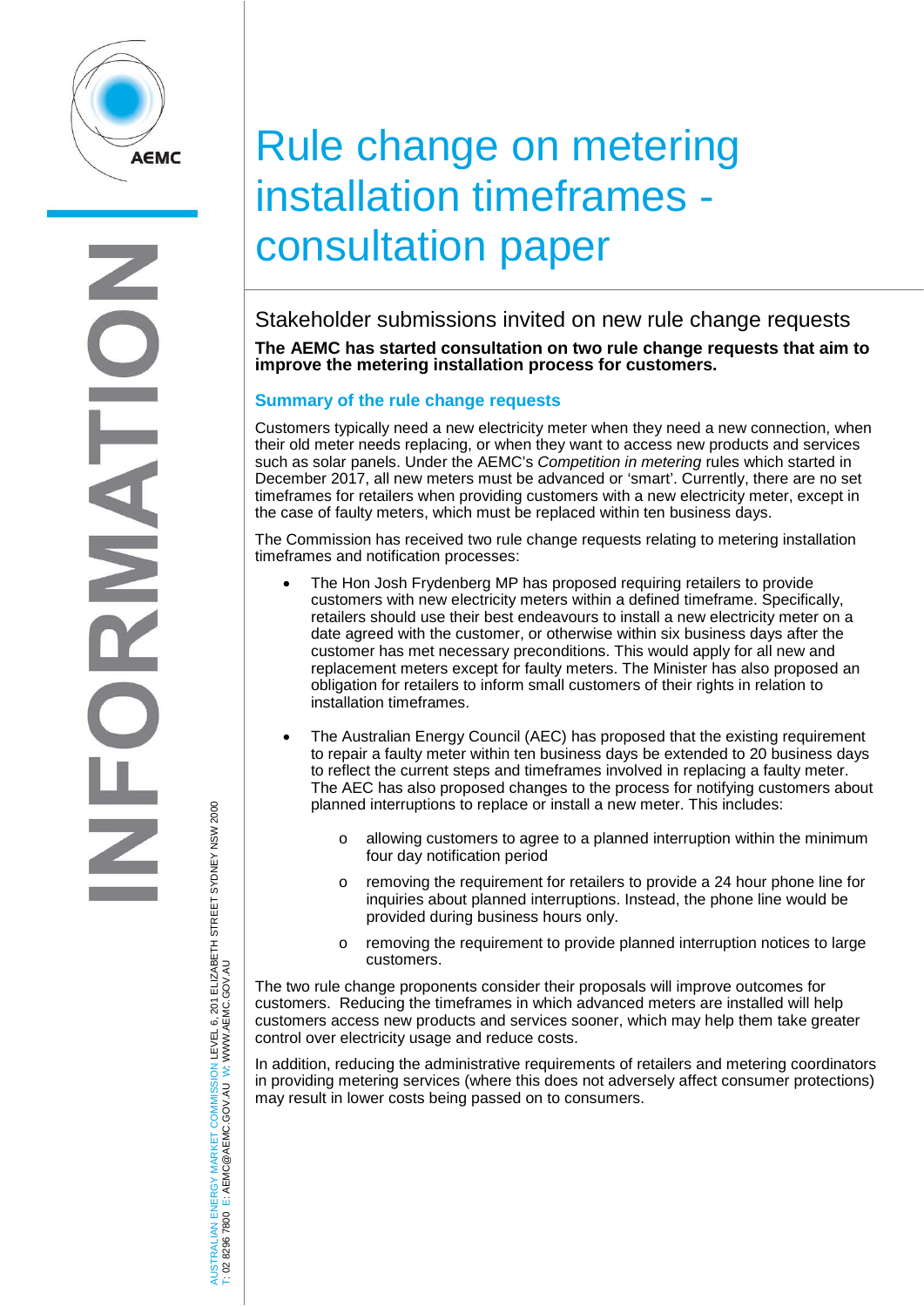# Rule change on metering installation timeframes - consultation paper

## Stakeholder submissions invited on new rule change requests

**The AEMC has started consultation on two rule change requests that aim to improve the metering installation process for customers.**

### Summary of the rule change requests

Customers typically need a new electricity meter when they need a new connection, when their old meter needs replacing, or when they want to access new products and services such as solar panels. Under the AEMC's *Competition in metering* rules which started in December 2017, all new meters must be advanced or 'smart'. Currently, there are no set timeframes for retailers when providing customers with a new electricity meter, except in the case of faulty meters, which must be replaced within ten business days.

The Commission has received two rule change requests relating to metering installation timeframes and notification processes:

- The Hon Josh Frydenberg MP has proposed requiring retailers to provide customers with new electricity meters within a defined timeframe. Specifically, retailers should use their best endeavours to install a new electricity meter on a date agreed with the customer, or otherwise within six business days after the customer has met necessary preconditions. This would apply for all new and replacement meters except for faulty meters. The Minister has also proposed an obligation for retailers to inform small customers of their rights in relation to installation timeframes.

- The Australian Energy Council (AEC) has proposed that the existing requirement to repair a faulty meter within ten business days be extended to 20 business days to reflect the current steps and timeframes involved in replacing a faulty meter. The AEC has also proposed changes to the process for notifying customers about planned interruptions to replace or install a new meter. This includes:
  - allowing customers to agree to a planned interruption within the minimum four day notification period
  - removing the requirement for retailers to provide a 24 hour phone line for inquiries about planned interruptions. Instead, the phone line would be provided during business hours only.
  - removing the requirement to provide planned interruption notices to large customers.

The two rule change proponents consider their proposals will improve outcomes for customers. Reducing the timeframes in which advanced meters are installed will help customers access new products and services sooner, which may help them take greater control over electricity usage and reduce costs.

In addition, reducing the administrative requirements of retailers and metering coordinators in providing metering services (where this does not adversely affect consumer protections) may result in lower costs being passed on to consumers.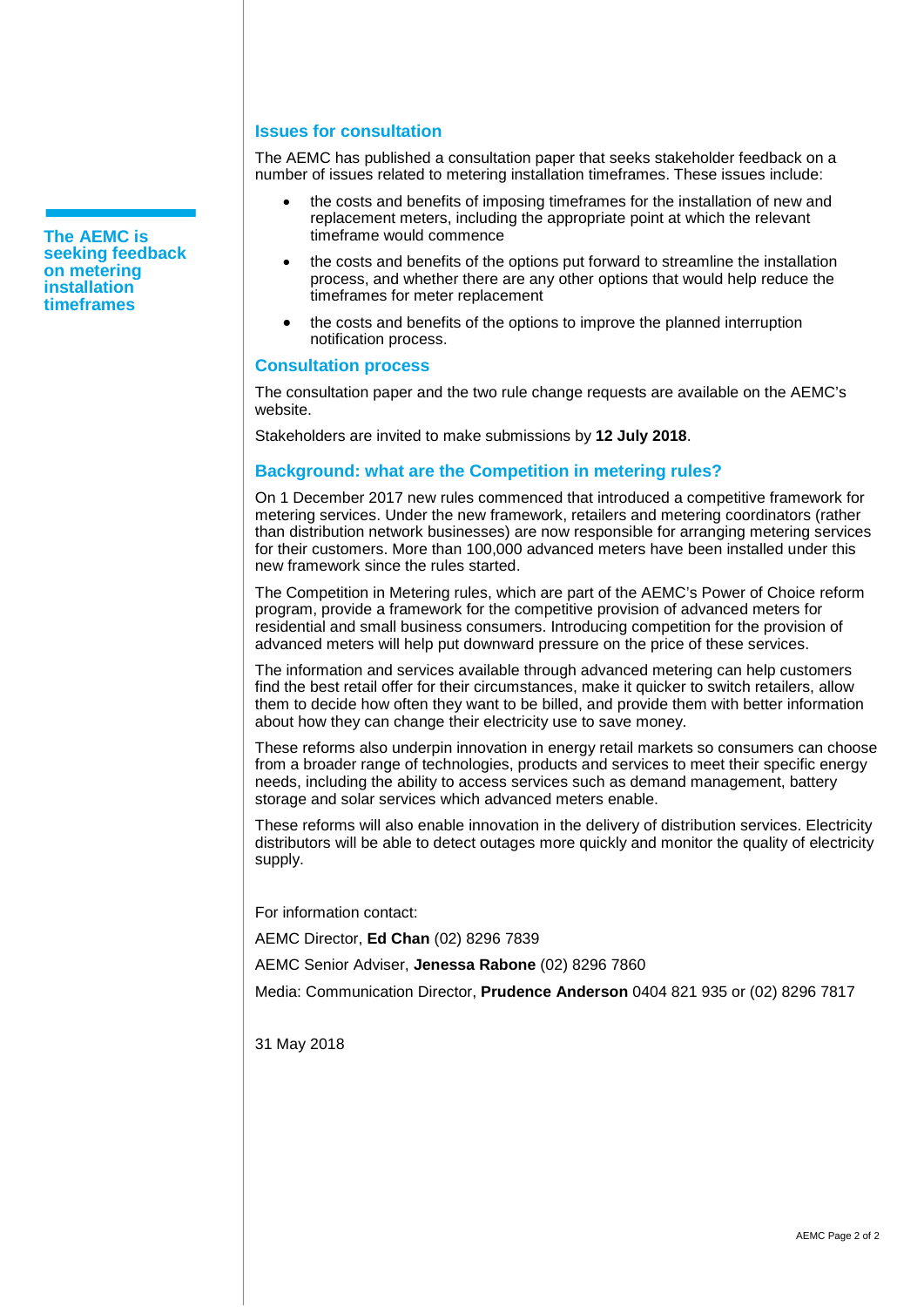The AEMC is seeking feedback on metering installation timeframes

## Issues for consultation

The AEMC has published a consultation paper that seeks stakeholder feedback on a number of issues related to metering installation timeframes. These issues include:

- the costs and benefits of imposing timeframes for the installation of new and replacement meters, including the appropriate point at which the relevant timeframe would commence
- the costs and benefits of the options put forward to streamline the installation process, and whether there are any other options that would help reduce the timeframes for meter replacement
- the costs and benefits of the options to improve the planned interruption notification process.

## Consultation process

The consultation paper and the two rule change requests are available on the AEMC's website.

Stakeholders are invited to make submissions by **12 July 2018**.

## Background: what are the Competition in metering rules?

On 1 December 2017 new rules commenced that introduced a competitive framework for metering services. Under the new framework, retailers and metering coordinators (rather than distribution network businesses) are now responsible for arranging metering services for their customers. More than 100,000 advanced meters have been installed under this new framework since the rules started.

The Competition in Metering rules, which are part of the AEMC's Power of Choice reform program, provide a framework for the competitive provision of advanced meters for residential and small business consumers. Introducing competition for the provision of advanced meters will help put downward pressure on the price of these services.

The information and services available through advanced metering can help customers find the best retail offer for their circumstances, make it quicker to switch retailers, allow them to decide how often they want to be billed, and provide them with better information about how they can change their electricity use to save money.

These reforms also underpin innovation in energy retail markets so consumers can choose from a broader range of technologies, products and services to meet their specific energy needs, including the ability to access services such as demand management, battery storage and solar services which advanced meters enable.

These reforms will also enable innovation in the delivery of distribution services. Electricity distributors will be able to detect outages more quickly and monitor the quality of electricity supply.

For information contact:

AEMC Director, **Ed Chan** (02) 8296 7839

AEMC Senior Adviser, **Jenessa Rabone** (02) 8296 7860

Media: Communication Director, **Prudence Anderson** 0404 821 935 or (02) 8296 7817

31 May 2018